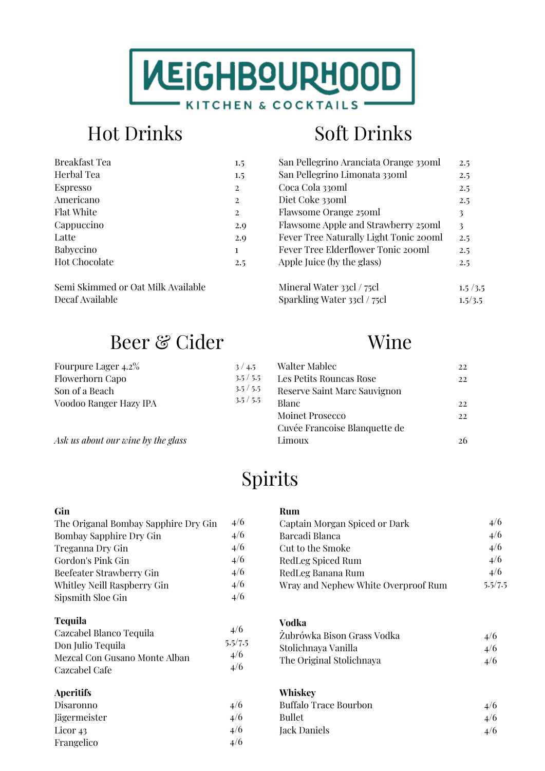# NEIGHBOURHOOD

KITCHEN & COCKTAILS

## Hot Drinks

| Item | Price |
|---|---|
| Breakfast Tea | 1.5 |
| Herbal Tea | 1.5 |
| Espresso | 2 |
| Americano | 2 |
| Flat White | 2 |
| Cappuccino | 2.9 |
| Latte | 2.9 |
| Babyccino | 1 |
| Hot Chocolate | 2.5 |

Semi Skimmed or Oat Milk Available
Decaf Available

## Soft Drinks

| Item | Price |
|---|---|
| San Pellegrino Aranciata Orange 330ml | 2.5 |
| San Pellegrino Limonata 330ml | 2.5 |
| Coca Cola 330ml | 2.5 |
| Diet Coke 330ml | 2.5 |
| Flawsome Orange 250ml | 3 |
| Flawsome Apple and Strawberry 250ml | 3 |
| Fever Tree Naturally Light Tonic 200ml | 2.5 |
| Fever Tree Elderflower Tonic 200ml | 2.5 |
| Apple Juice (by the glass) | 2.5 |
| Mineral Water 33cl / 75cl | 1.5 /3.5 |
| Sparkling Water 33cl / 75cl | 1.5/3.5 |

## Beer & Cider

| Item | Price |
|---|---|
| Fourpure Lager 4.2% | 3 / 4.5 |
| Flowerhorn Capo | 3.5 / 5.5 |
| Son of a Beach | 3.5 / 5.5 |
| Voodoo Ranger Hazy IPA | 3.5 / 5.5 |

*Ask us about our wine by the glass*

## Wine

| Item | Price |
|---|---|
| Walter Mablec | 22 |
| Les Petits Rouncas Rose | 22 |
| Reserve Saint Marc Sauvignon Blanc | 22 |
| Moinet Prosecco | 22 |
| Cuvée Francoise Blanquette de Limoux | 26 |

## Spirits

### Gin

| Item | Price |
|---|---|
| The Origanal Bombay Sapphire Dry Gin | 4/6 |
| Bombay Sapphire Dry Gin | 4/6 |
| Treganna Dry Gin | 4/6 |
| Gordon's Pink Gin | 4/6 |
| Beefeater Strawberry Gin | 4/6 |
| Whitley Neill Raspberry Gin | 4/6 |
| Sipsmith Sloe Gin | 4/6 |

### Tequila

| Item | Price |
|---|---|
| Cazcabel Blanco Tequila | 4/6 |
| Don Julio Tequila | 5.5/7.5 |
| Mezcal Con Gusano Monte Alban | 4/6 |
| Cazcabel Cafe | 4/6 |

### Aperitifs

| Item | Price |
|---|---|
| Disaronno | 4/6 |
| Jägermeister | 4/6 |
| Licor 43 | 4/6 |
| Frangelico | 4/6 |

### Rum

| Item | Price |
|---|---|
| Captain Morgan Spiced or Dark | 4/6 |
| Barcadi Blanca | 4/6 |
| Cut to the Smoke | 4/6 |
| RedLeg Spiced Rum | 4/6 |
| RedLeg Banana Rum | 4/6 |
| Wray and Nephew White Overproof Rum | 5.5/7.5 |

### Vodka

| Item | Price |
|---|---|
| Żubrówka Bison Grass Vodka | 4/6 |
| Stolichnaya Vanilla | 4/6 |
| The Original Stolichnaya | 4/6 |

### Whiskey

| Item | Price |
|---|---|
| Buffalo Trace Bourbon | 4/6 |
| Bullet | 4/6 |
| Jack Daniels | 4/6 |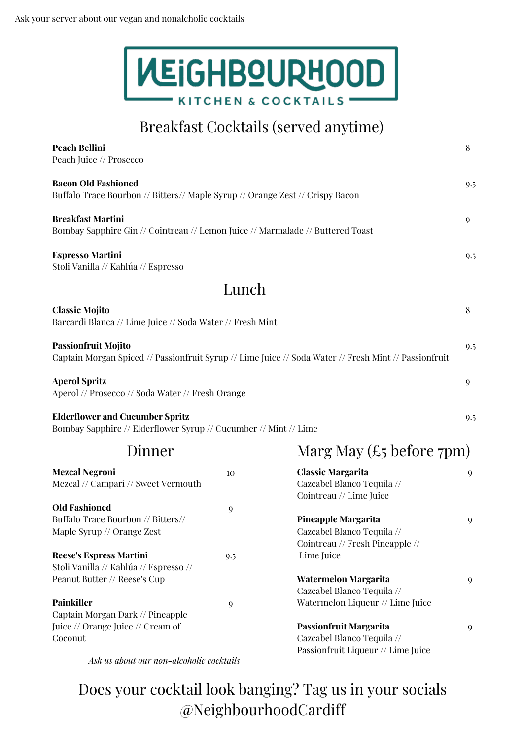Ask your server about our vegan and nonalcholic cocktails

# NEIGHBOURHOOD
KITCHEN & COCKTAILS

## Breakfast Cocktails (served anytime)

**Peach Bellini** 8
Peach Juice // Prosecco

**Bacon Old Fashioned** 9.5
Buffalo Trace Bourbon // Bitters// Maple Syrup // Orange Zest // Crispy Bacon

**Breakfast Martini** 9
Bombay Sapphire Gin // Cointreau // Lemon Juice // Marmalade // Buttered Toast

**Espresso Martini** 9.5
Stoli Vanilla // Kahlúa // Espresso

## Lunch

**Classic Mojito** 8
Barcardi Blanca // Lime Juice // Soda Water // Fresh Mint

**Passionfruit Mojito** 9.5
Captain Morgan Spiced // Passionfruit Syrup // Lime Juice // Soda Water // Fresh Mint // Passionfruit

**Aperol Spritz** 9
Aperol // Prosecco // Soda Water // Fresh Orange

**Elderflower and Cucumber Spritz** 9.5
Bombay Sapphire // Elderflower Syrup // Cucumber // Mint // Lime

## Dinner

**Mezcal Negroni** 10
Mezcal // Campari // Sweet Vermouth

**Old Fashioned** 9
Buffalo Trace Bourbon // Bitters// Maple Syrup // Orange Zest

**Reese's Espress Martini** 9.5
Stoli Vanilla // Kahlúa // Espresso // Peanut Butter // Reese's Cup

**Painkiller** 9
Captain Morgan Dark // Pineapple Juice // Orange Juice // Cream of Coconut

*Ask us about our non-alcoholic cocktails*

## Marg May (£5 before 7pm)

**Classic Margarita** 9
Cazcabel Blanco Tequila // Cointreau // Lime Juice

**Pineapple Margarita** 9
Cazcabel Blanco Tequila // Cointreau // Fresh Pineapple // Lime Juice

**Watermelon Margarita** 9
Cazcabel Blanco Tequila // Watermelon Liqueur // Lime Juice

**Passionfruit Margarita** 9
Cazcabel Blanco Tequila // Passionfruit Liqueur // Lime Juice

Does your cocktail look banging? Tag us in your socials
@NeighbourhoodCardiff